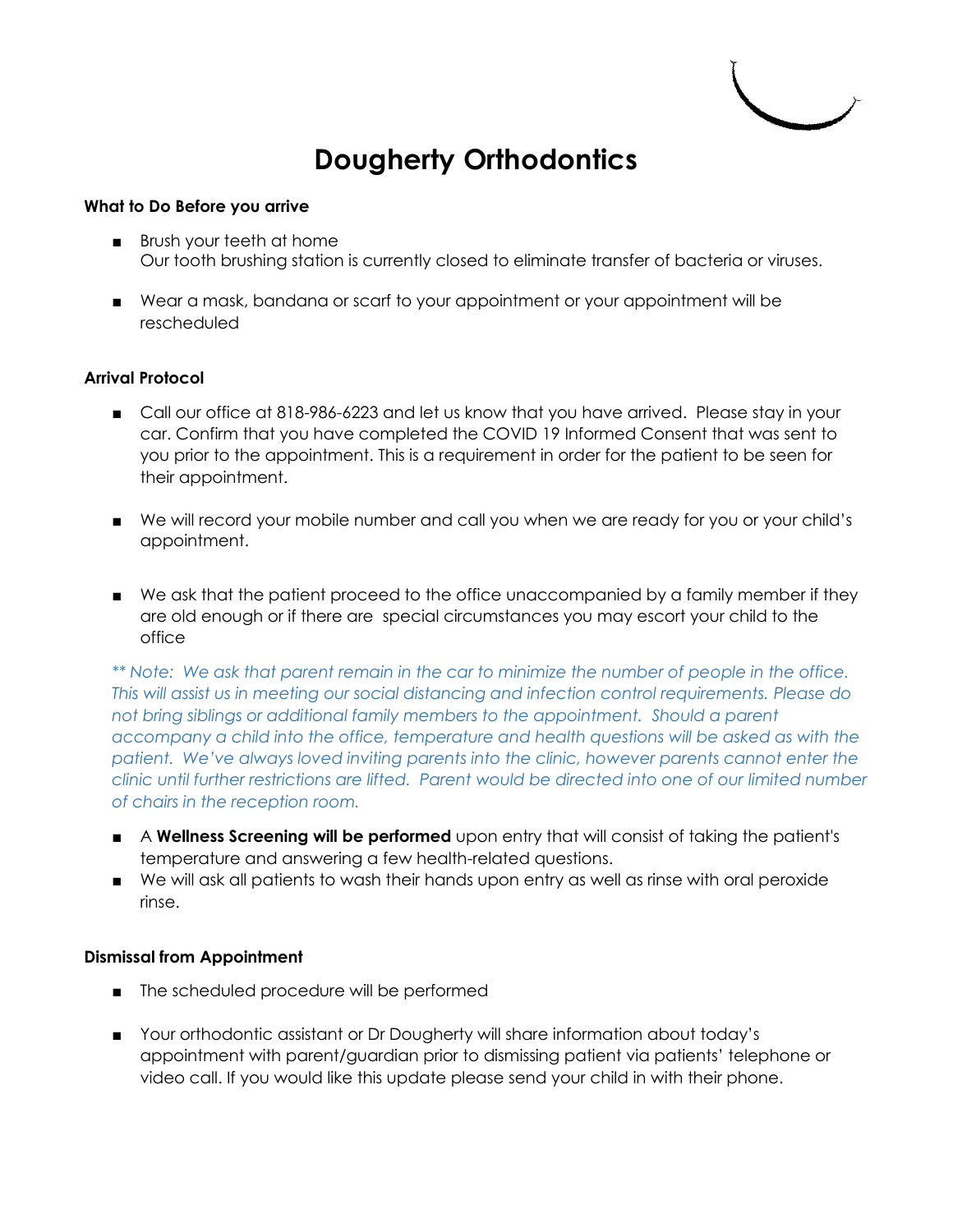# Dougherty Orthodontics

**What to Do Before you arrive**

- Brush your teeth at home
  Our tooth brushing station is currently closed to eliminate transfer of bacteria or viruses.

- Wear a mask, bandana or scarf to your appointment or your appointment will be rescheduled

**Arrival Protocol**

- Call our office at 818-986-6223 and let us know that you have arrived. Please stay in your car. Confirm that you have completed the COVID 19 Informed Consent that was sent to you prior to the appointment. This is a requirement in order for the patient to be seen for their appointment.

- We will record your mobile number and call you when we are ready for you or your child's appointment.

- We ask that the patient proceed to the office unaccompanied by a family member if they are old enough or if there are special circumstances you may escort your child to the office

*\*\* Note: We ask that parent remain in the car to minimize the number of people in the office. This will assist us in meeting our social distancing and infection control requirements. Please do not bring siblings or additional family members to the appointment. Should a parent accompany a child into the office, temperature and health questions will be asked as with the patient. We've always loved inviting parents into the clinic, however parents cannot enter the clinic until further restrictions are lifted. Parent would be directed into one of our limited number of chairs in the reception room.*

- A **Wellness Screening will be performed** upon entry that will consist of taking the patient's temperature and answering a few health-related questions.
- We will ask all patients to wash their hands upon entry as well as rinse with oral peroxide rinse.

**Dismissal from Appointment**

- The scheduled procedure will be performed

- Your orthodontic assistant or Dr Dougherty will share information about today's appointment with parent/guardian prior to dismissing patient via patients' telephone or video call. If you would like this update please send your child in with their phone.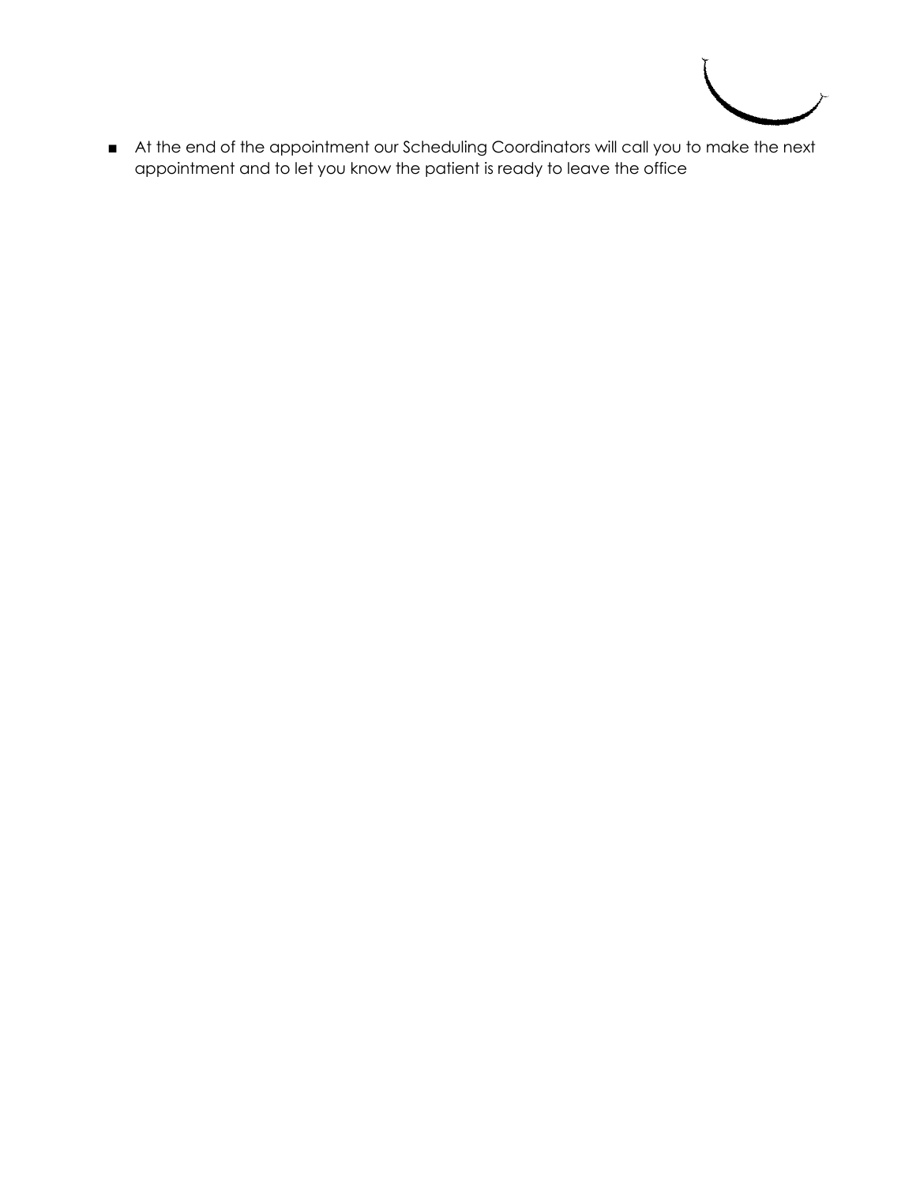- At the end of the appointment our Scheduling Coordinators will call you to make the next appointment and to let you know the patient is ready to leave the office